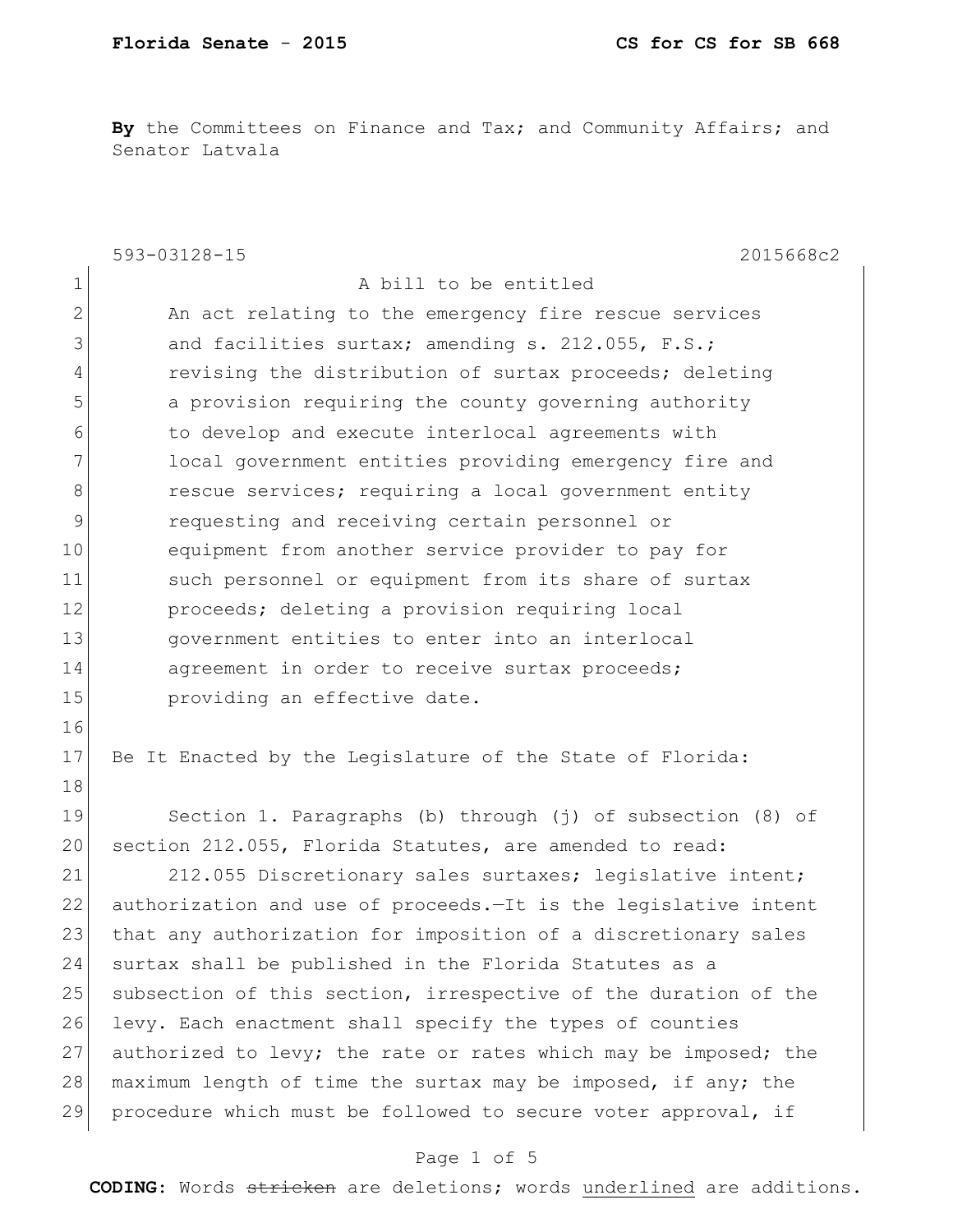**By** the Committees on Finance and Tax; and Community Affairs; and Senator Latvala

593-03128-15 2015668c2

A bill to be entitled

An act relating to the emergency fire rescue services and facilities surtax; amending s. 212.055, F.S.; revising the distribution of surtax proceeds; deleting a provision requiring the county governing authority to develop and execute interlocal agreements with local government entities providing emergency fire and rescue services; requiring a local government entity requesting and receiving certain personnel or equipment from another service provider to pay for such personnel or equipment from its share of surtax proceeds; deleting a provision requiring local government entities to enter into an interlocal agreement in order to receive surtax proceeds; providing an effective date.

Be It Enacted by the Legislature of the State of Florida:

Section 1. Paragraphs (b) through (j) of subsection (8) of section 212.055, Florida Statutes, are amended to read:

212.055 Discretionary sales surtaxes; legislative intent; authorization and use of proceeds.—It is the legislative intent that any authorization for imposition of a discretionary sales surtax shall be published in the Florida Statutes as a subsection of this section, irrespective of the duration of the levy. Each enactment shall specify the types of counties authorized to levy; the rate or rates which may be imposed; the maximum length of time the surtax may be imposed, if any; the procedure which must be followed to secure voter approval, if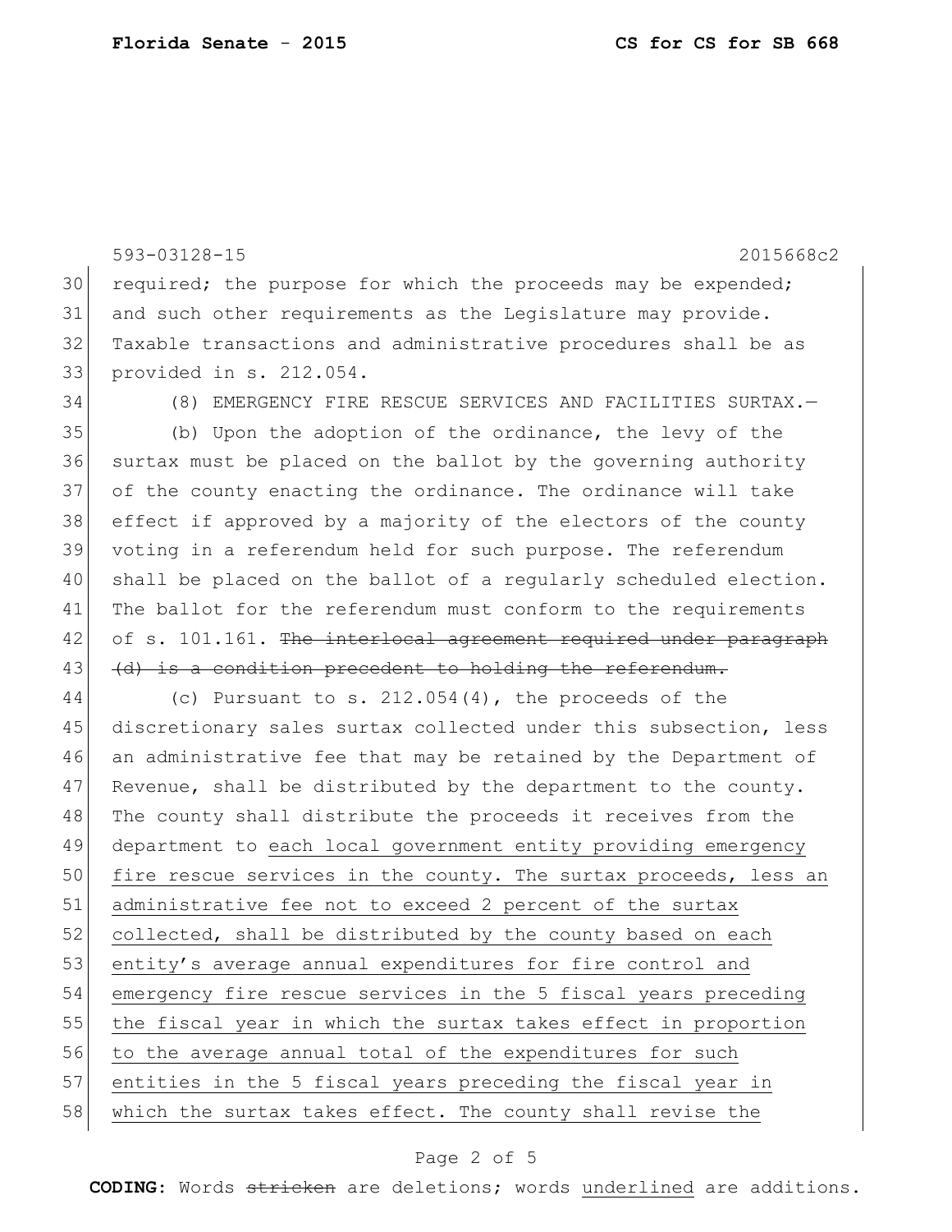593-03128-15 2015668c2

required; the purpose for which the proceeds may be expended; and such other requirements as the Legislature may provide. Taxable transactions and administrative procedures shall be as provided in s. 212.054.

(8) EMERGENCY FIRE RESCUE SERVICES AND FACILITIES SURTAX.—

(b) Upon the adoption of the ordinance, the levy of the surtax must be placed on the ballot by the governing authority of the county enacting the ordinance. The ordinance will take effect if approved by a majority of the electors of the county voting in a referendum held for such purpose. The referendum shall be placed on the ballot of a regularly scheduled election. The ballot for the referendum must conform to the requirements of s. 101.161. ~~The interlocal agreement required under paragraph (d) is a condition precedent to holding the referendum.~~

(c) Pursuant to s. 212.054(4), the proceeds of the discretionary sales surtax collected under this subsection, less an administrative fee that may be retained by the Department of Revenue, shall be distributed by the department to the county. The county shall distribute the proceeds it receives from the department to <u>each local government entity providing emergency fire rescue services in the county. The surtax proceeds, less an administrative fee not to exceed 2 percent of the surtax collected, shall be distributed by the county based on each entity's average annual expenditures for fire control and emergency fire rescue services in the 5 fiscal years preceding the fiscal year in which the surtax takes effect in proportion to the average annual total of the expenditures for such entities in the 5 fiscal years preceding the fiscal year in which the surtax takes effect. The county shall revise the</u>

**CODING:** Words ~~stricken~~ are deletions; words <u>underlined</u> are additions.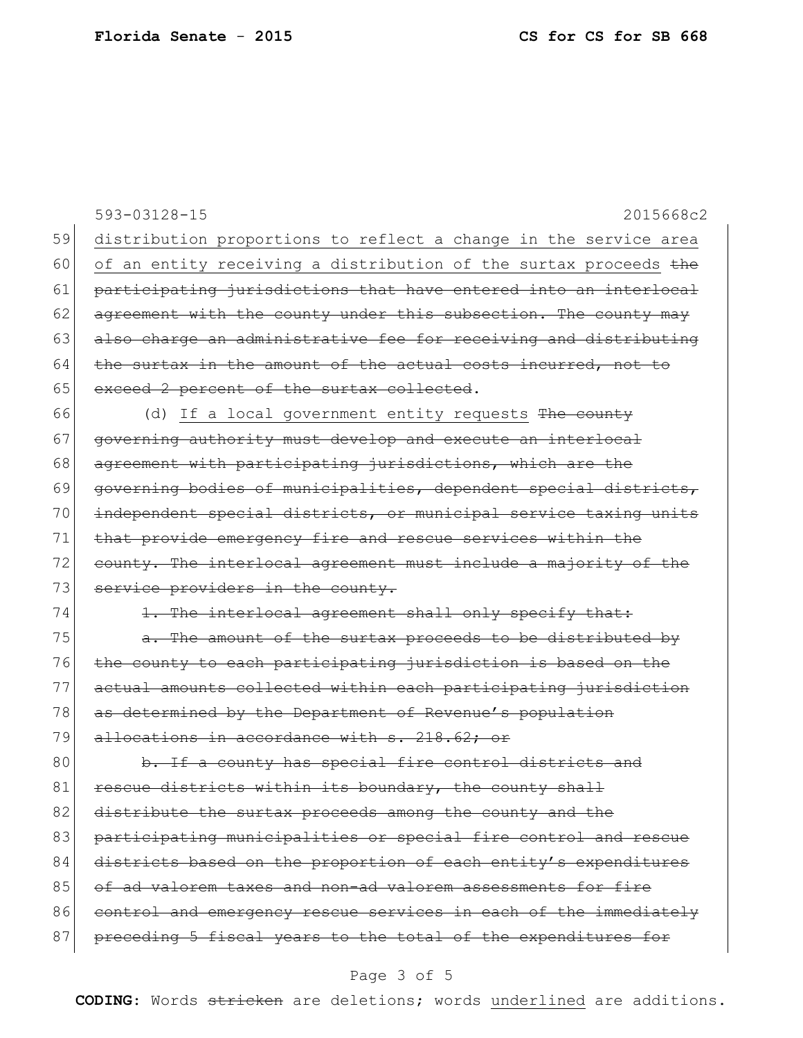593-03128-15 2015668c2

59 distribution proportions to reflect a change in the service area
60 of an entity receiving a distribution of the surtax proceeds ~~the~~
61 ~~participating jurisdictions that have entered into an interlocal~~
62 ~~agreement with the county under this subsection. The county may~~
63 ~~also charge an administrative fee for receiving and distributing~~
64 ~~the surtax in the amount of the actual costs incurred, not to~~
65 ~~exceed 2 percent of the surtax collected~~.

66 (d) If a local government entity requests ~~The county~~
67 ~~governing authority must develop and execute an interlocal~~
68 ~~agreement with participating jurisdictions, which are the~~
69 ~~governing bodies of municipalities, dependent special districts,~~
70 ~~independent special districts, or municipal service taxing units~~
71 ~~that provide emergency fire and rescue services within the~~
72 ~~county. The interlocal agreement must include a majority of the~~
73 ~~service providers in the county.~~

74 ~~1. The interlocal agreement shall only specify that:~~

75 ~~a. The amount of the surtax proceeds to be distributed by~~
76 ~~the county to each participating jurisdiction is based on the~~
77 ~~actual amounts collected within each participating jurisdiction~~
78 ~~as determined by the Department of Revenue's population~~
79 ~~allocations in accordance with s. 218.62; or~~

80 ~~b. If a county has special fire control districts and~~
81 ~~rescue districts within its boundary, the county shall~~
82 ~~distribute the surtax proceeds among the county and the~~
83 ~~participating municipalities or special fire control and rescue~~
84 ~~districts based on the proportion of each entity's expenditures~~
85 ~~of ad valorem taxes and non-ad valorem assessments for fire~~
86 ~~control and emergency rescue services in each of the immediately~~
87 ~~preceding 5 fiscal years to the total of the expenditures for~~

**CODING:** Words ~~stricken~~ are deletions; words <u>underlined</u> are additions.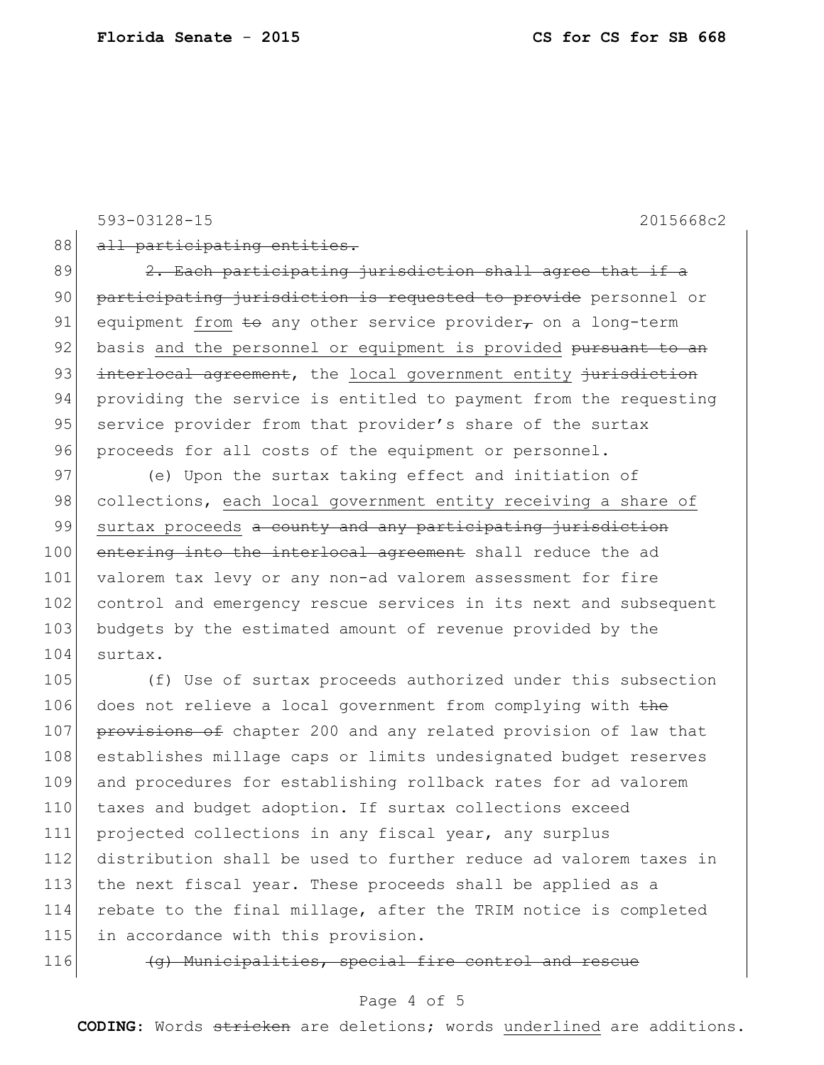~~all participating entities.~~

~~2. Each participating jurisdiction shall agree that if a participating jurisdiction is requested to provide~~ personnel or equipment <u>from</u> ~~to~~ any other service provider~~,~~ on a long-term basis <u>and the personnel or equipment is provided</u> ~~pursuant to an interlocal agreement~~, the <u>local government entity</u> ~~jurisdiction~~ providing the service is entitled to payment from the requesting service provider from that provider's share of the surtax proceeds for all costs of the equipment or personnel.

(e) Upon the surtax taking effect and initiation of collections, <u>each local government entity receiving a share of surtax proceeds</u> ~~a county and any participating jurisdiction entering into the interlocal agreement~~ shall reduce the ad valorem tax levy or any non-ad valorem assessment for fire control and emergency rescue services in its next and subsequent budgets by the estimated amount of revenue provided by the surtax.

(f) Use of surtax proceeds authorized under this subsection does not relieve a local government from complying with ~~the provisions of~~ chapter 200 and any related provision of law that establishes millage caps or limits undesignated budget reserves and procedures for establishing rollback rates for ad valorem taxes and budget adoption. If surtax collections exceed projected collections in any fiscal year, any surplus distribution shall be used to further reduce ad valorem taxes in the next fiscal year. These proceeds shall be applied as a rebate to the final millage, after the TRIM notice is completed in accordance with this provision.

~~(g) Municipalities, special fire control and rescue~~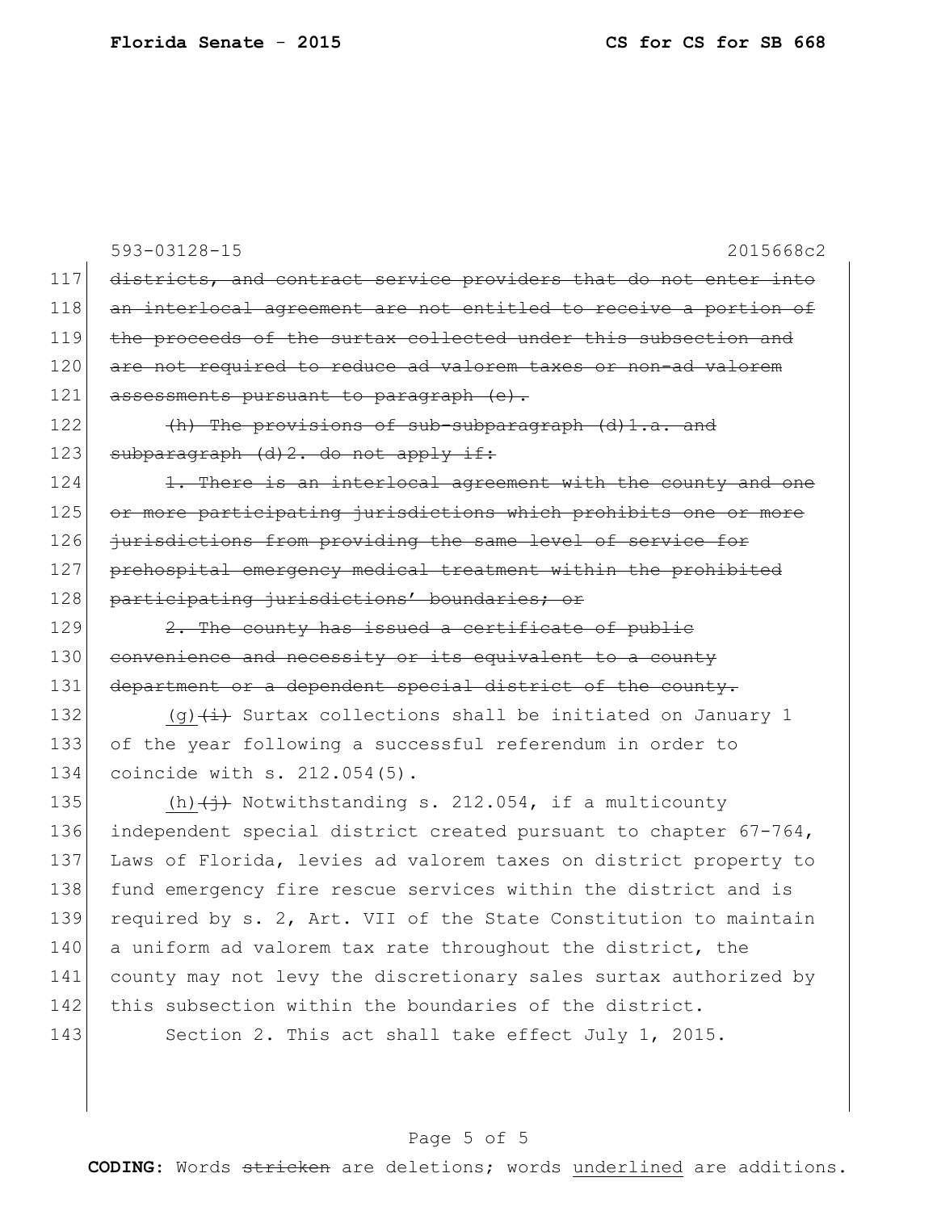593-03128-15 2015668c2

117 ~~districts, and contract service providers that do not enter into~~
118 ~~an interlocal agreement are not entitled to receive a portion of~~
119 ~~the proceeds of the surtax collected under this subsection and~~
120 ~~are not required to reduce ad valorem taxes or non-ad valorem~~
121 ~~assessments pursuant to paragraph (e).~~

122 ~~(h) The provisions of sub-subparagraph (d)1.a. and~~
123 ~~subparagraph (d)2. do not apply if:~~

124 ~~1. There is an interlocal agreement with the county and one~~
125 ~~or more participating jurisdictions which prohibits one or more~~
126 ~~jurisdictions from providing the same level of service for~~
127 ~~prehospital emergency medical treatment within the prohibited~~
128 ~~participating jurisdictions' boundaries; or~~

129 ~~2. The county has issued a certificate of public~~
130 ~~convenience and necessity or its equivalent to a county~~
131 ~~department or a dependent special district of the county.~~

132 <u>(g)</u>~~(i)~~ Surtax collections shall be initiated on January 1
133 of the year following a successful referendum in order to
134 coincide with s. 212.054(5).

135 <u>(h)</u>~~(j)~~ Notwithstanding s. 212.054, if a multicounty
136 independent special district created pursuant to chapter 67-764,
137 Laws of Florida, levies ad valorem taxes on district property to
138 fund emergency fire rescue services within the district and is
139 required by s. 2, Art. VII of the State Constitution to maintain
140 a uniform ad valorem tax rate throughout the district, the
141 county may not levy the discretionary sales surtax authorized by
142 this subsection within the boundaries of the district.

143 Section 2. This act shall take effect July 1, 2015.

**CODING:** Words ~~stricken~~ are deletions; words <u>underlined</u> are additions.